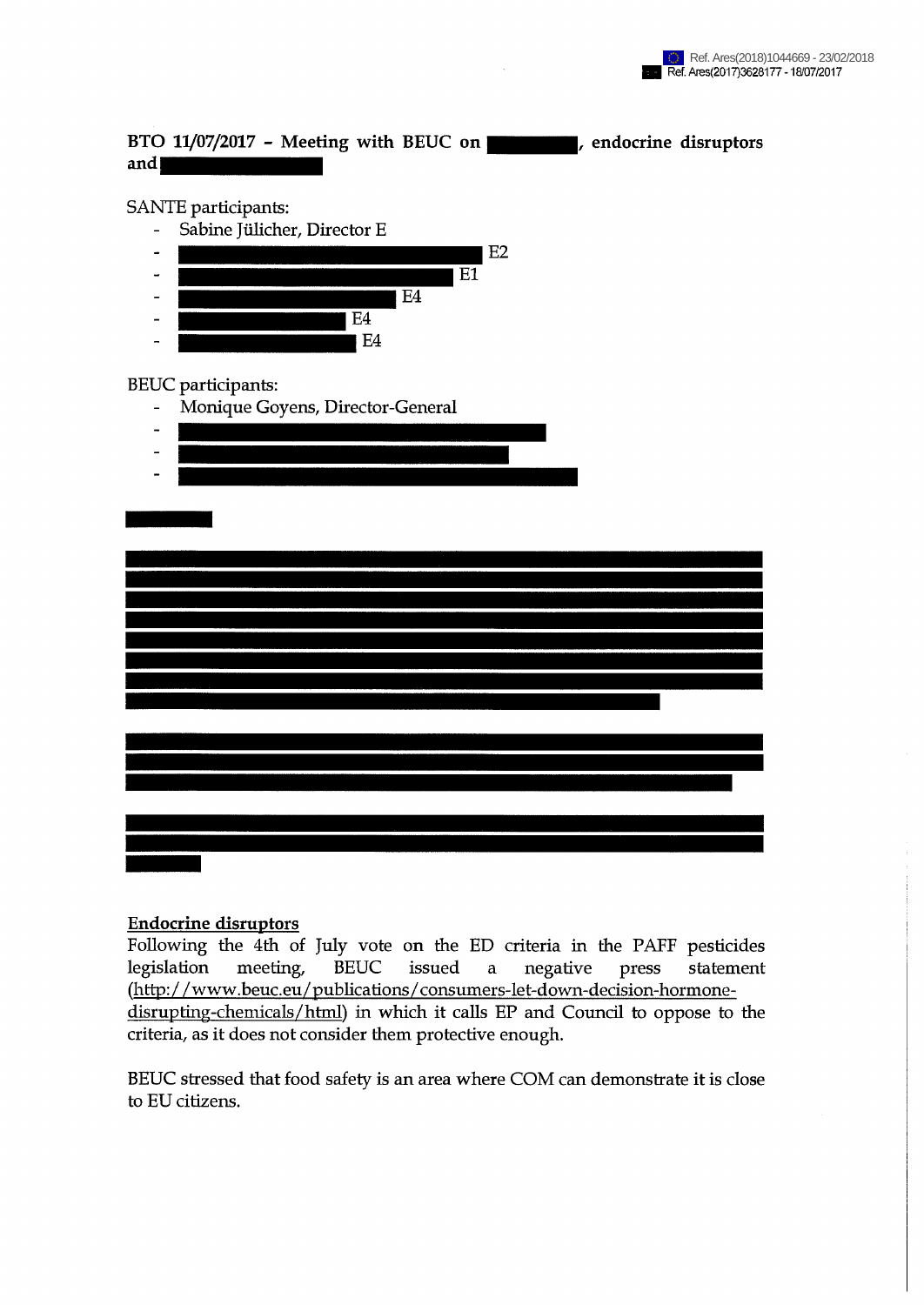Ref. Ares(2018)1044669 - 23/02/2018
Ref. Ares(2017)3628177 - 18/07/2017

**BTO 11/07/2017 – Meeting with BEUC on █████, endocrine disruptors and █████**

SANTE participants:

- Sabine Jülicher, Director E
- █████ E2
- █████ E1
- █████ E4
- █████ E4
- █████ E4

BEUC participants:

- Monique Goyens, Director-General
- █████
- █████
- █████

█████

█████

█████

█████

**Endocrine disruptors**

Following the 4th of July vote on the ED criteria in the PAFF pesticides legislation meeting, BEUC issued a negative press statement (http://www.beuc.eu/publications/consumers-let-down-decision-hormone-disrupting-chemicals/html) in which it calls EP and Council to oppose to the criteria, as it does not consider them protective enough.

BEUC stressed that food safety is an area where COM can demonstrate it is close to EU citizens.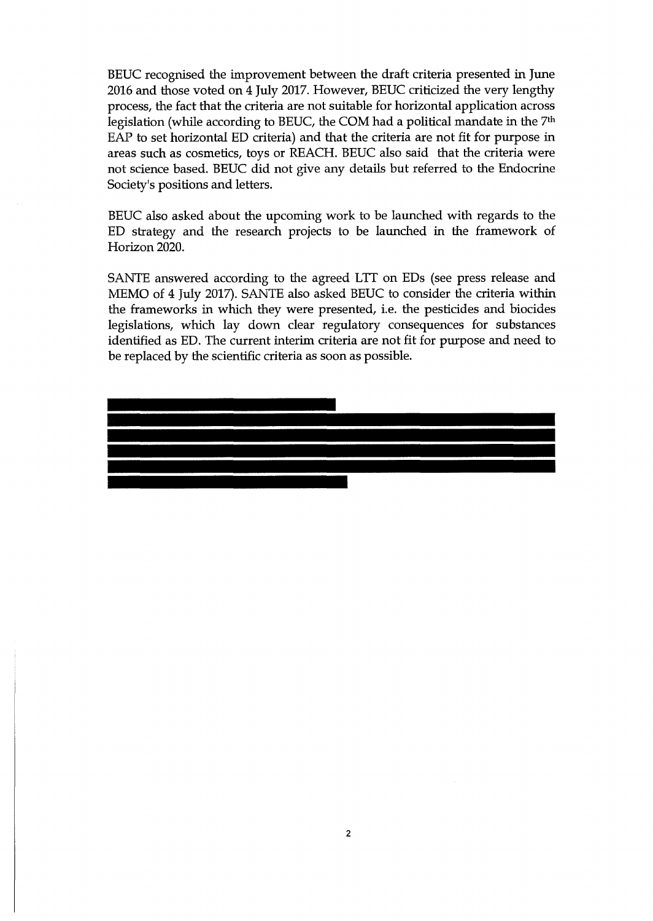BEUC recognised the improvement between the draft criteria presented in June 2016 and those voted on 4 July 2017. However, BEUC criticized the very lengthy process, the fact that the criteria are not suitable for horizontal application across legislation (while according to BEUC, the COM had a political mandate in the 7th EAP to set horizontal ED criteria) and that the criteria are not fit for purpose in areas such as cosmetics, toys or REACH. BEUC also said that the criteria were not science based. BEUC did not give any details but referred to the Endocrine Society's positions and letters.

BEUC also asked about the upcoming work to be launched with regards to the ED strategy and the research projects to be launched in the framework of Horizon 2020.

SANTE answered according to the agreed LTT on EDs (see press release and MEMO of 4 July 2017). SANTE also asked BEUC to consider the criteria within the frameworks in which they were presented, i.e. the pesticides and biocides legislations, which lay down clear regulatory consequences for substances identified as ED. The current interim criteria are not fit for purpose and need to be replaced by the scientific criteria as soon as possible.